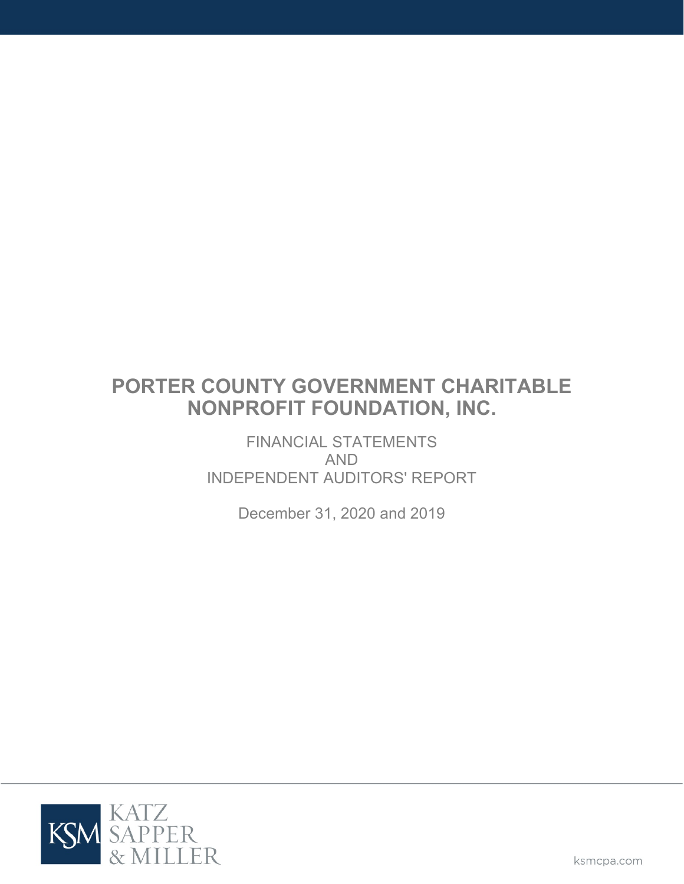# PORTER COUNTY GOVERNMENT CHARITABLE NONPROFIT FOUNDATION, INC.

FINANCIAL STATEMENTS
AND
INDEPENDENT AUDITORS' REPORT

December 31, 2020 and 2019

KATZ SAPPER & MILLER

ksmcpa.com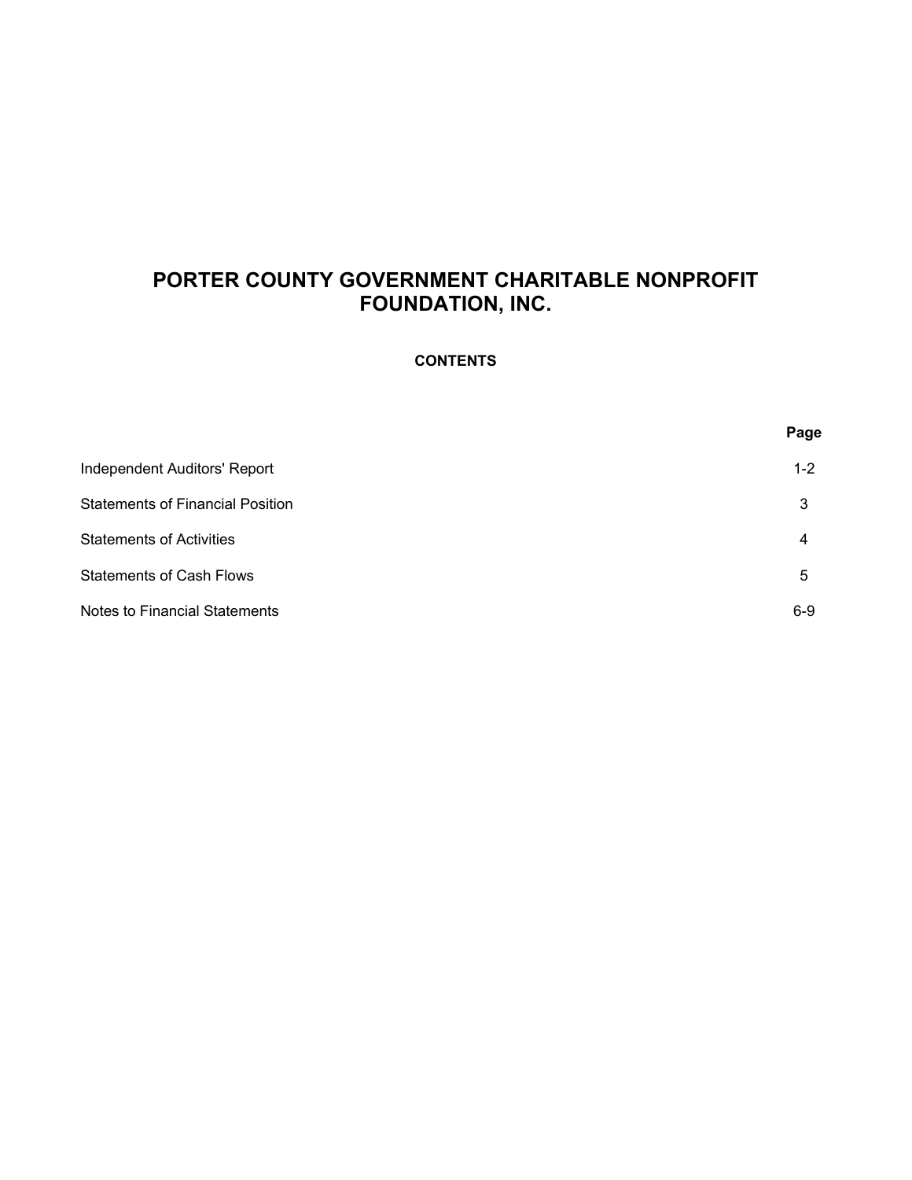# PORTER COUNTY GOVERNMENT CHARITABLE NONPROFIT FOUNDATION, INC.

## CONTENTS

| | Page |
|---|---|
| Independent Auditors' Report | 1-2 |
| Statements of Financial Position | 3 |
| Statements of Activities | 4 |
| Statements of Cash Flows | 5 |
| Notes to Financial Statements | 6-9 |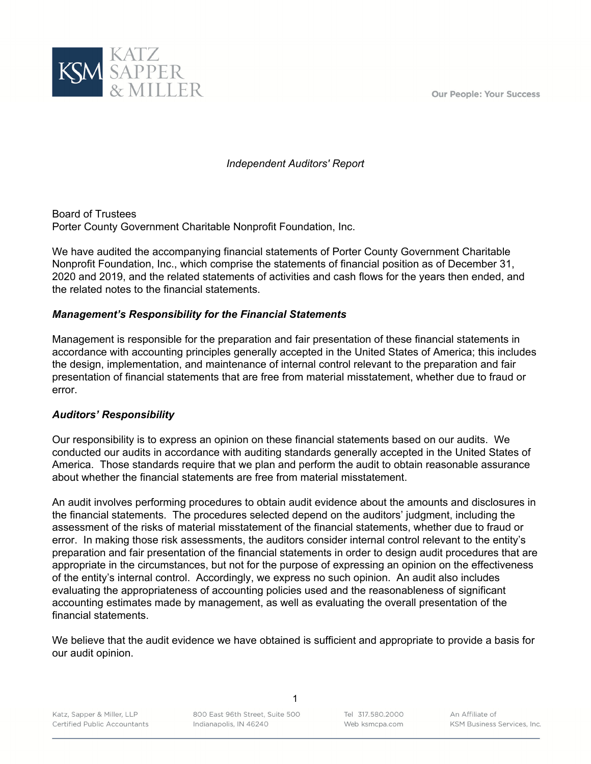*Independent Auditors' Report*

Board of Trustees
Porter County Government Charitable Nonprofit Foundation, Inc.

We have audited the accompanying financial statements of Porter County Government Charitable Nonprofit Foundation, Inc., which comprise the statements of financial position as of December 31, 2020 and 2019, and the related statements of activities and cash flows for the years then ended, and the related notes to the financial statements.

***Management's Responsibility for the Financial Statements***

Management is responsible for the preparation and fair presentation of these financial statements in accordance with accounting principles generally accepted in the United States of America; this includes the design, implementation, and maintenance of internal control relevant to the preparation and fair presentation of financial statements that are free from material misstatement, whether due to fraud or error.

***Auditors' Responsibility***

Our responsibility is to express an opinion on these financial statements based on our audits. We conducted our audits in accordance with auditing standards generally accepted in the United States of America. Those standards require that we plan and perform the audit to obtain reasonable assurance about whether the financial statements are free from material misstatement.

An audit involves performing procedures to obtain audit evidence about the amounts and disclosures in the financial statements. The procedures selected depend on the auditors' judgment, including the assessment of the risks of material misstatement of the financial statements, whether due to fraud or error. In making those risk assessments, the auditors consider internal control relevant to the entity's preparation and fair presentation of the financial statements in order to design audit procedures that are appropriate in the circumstances, but not for the purpose of expressing an opinion on the effectiveness of the entity's internal control. Accordingly, we express no such opinion. An audit also includes evaluating the appropriateness of accounting policies used and the reasonableness of significant accounting estimates made by management, as well as evaluating the overall presentation of the financial statements.

We believe that the audit evidence we have obtained is sufficient and appropriate to provide a basis for our audit opinion.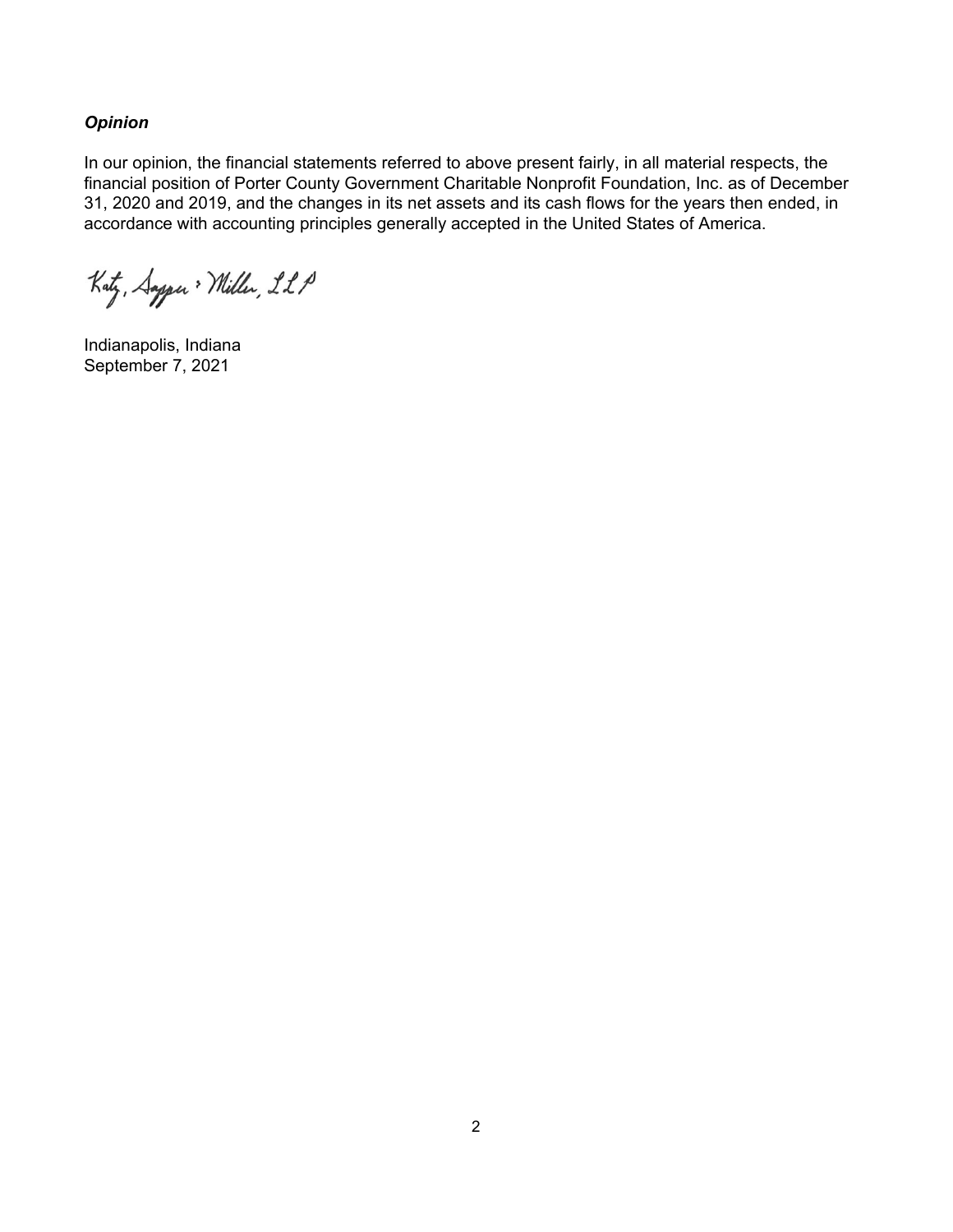***Opinion***

In our opinion, the financial statements referred to above present fairly, in all material respects, the financial position of Porter County Government Charitable Nonprofit Foundation, Inc. as of December 31, 2020 and 2019, and the changes in its net assets and its cash flows for the years then ended, in accordance with accounting principles generally accepted in the United States of America.

Katz, Sapper & Miller, LLP

Indianapolis, Indiana
September 7, 2021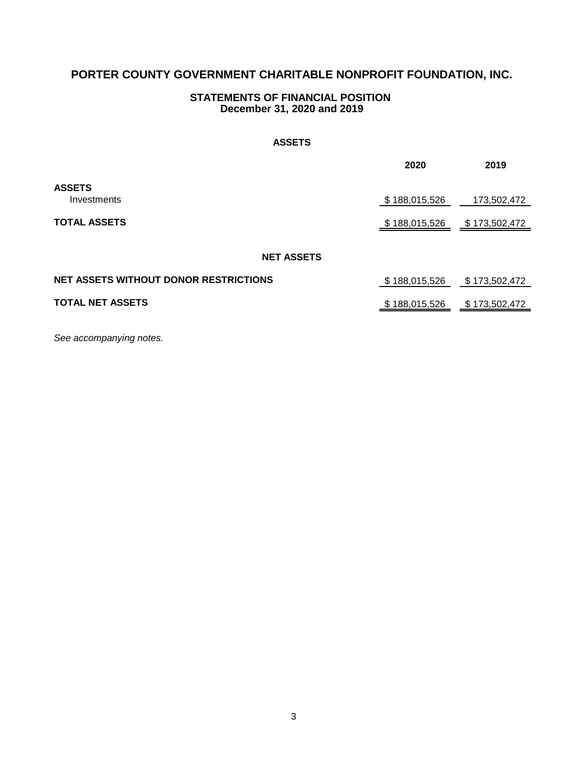# PORTER COUNTY GOVERNMENT CHARITABLE NONPROFIT FOUNDATION, INC.

## STATEMENTS OF FINANCIAL POSITION
## December 31, 2020 and 2019

### ASSETS

| | 2020 | 2019 |
|---|---|---|
| **ASSETS** | | |
| Investments | $ 188,015,526 | 173,502,472 |
| **TOTAL ASSETS** | $ 188,015,526 | $ 173,502,472 |

### NET ASSETS

| | 2020 | 2019 |
|---|---|---|
| **NET ASSETS WITHOUT DONOR RESTRICTIONS** | $ 188,015,526 | $ 173,502,472 |
| **TOTAL NET ASSETS** | $ 188,015,526 | $ 173,502,472 |

*See accompanying notes.*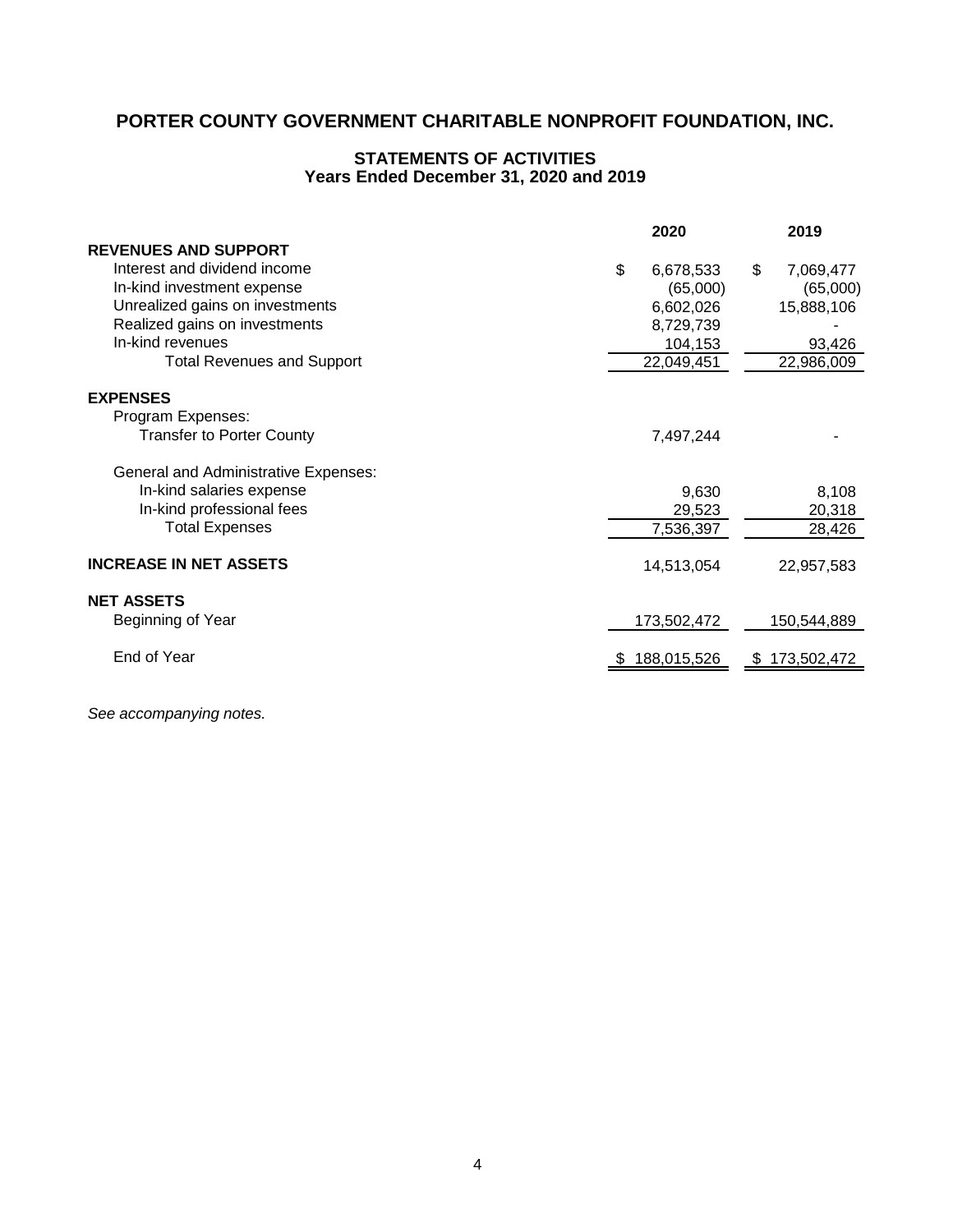# PORTER COUNTY GOVERNMENT CHARITABLE NONPROFIT FOUNDATION, INC.

## STATEMENTS OF ACTIVITIES
### Years Ended December 31, 2020 and 2019

| | 2020 | 2019 |
|---|---|---|
| **REVENUES AND SUPPORT** | | |
| Interest and dividend income | $ 6,678,533 | $ 7,069,477 |
| In-kind investment expense | (65,000) | (65,000) |
| Unrealized gains on investments | 6,602,026 | 15,888,106 |
| Realized gains on investments | 8,729,739 | - |
| In-kind revenues | 104,153 | 93,426 |
| Total Revenues and Support | 22,049,451 | 22,986,009 |
| | | |
| **EXPENSES** | | |
| Program Expenses: | | |
| Transfer to Porter County | 7,497,244 | - |
| | | |
| General and Administrative Expenses: | | |
| In-kind salaries expense | 9,630 | 8,108 |
| In-kind professional fees | 29,523 | 20,318 |
| Total Expenses | 7,536,397 | 28,426 |
| | | |
| **INCREASE IN NET ASSETS** | 14,513,054 | 22,957,583 |
| | | |
| **NET ASSETS** | | |
| Beginning of Year | 173,502,472 | 150,544,889 |
| | | |
| End of Year | $ 188,015,526 | $ 173,502,472 |

*See accompanying notes.*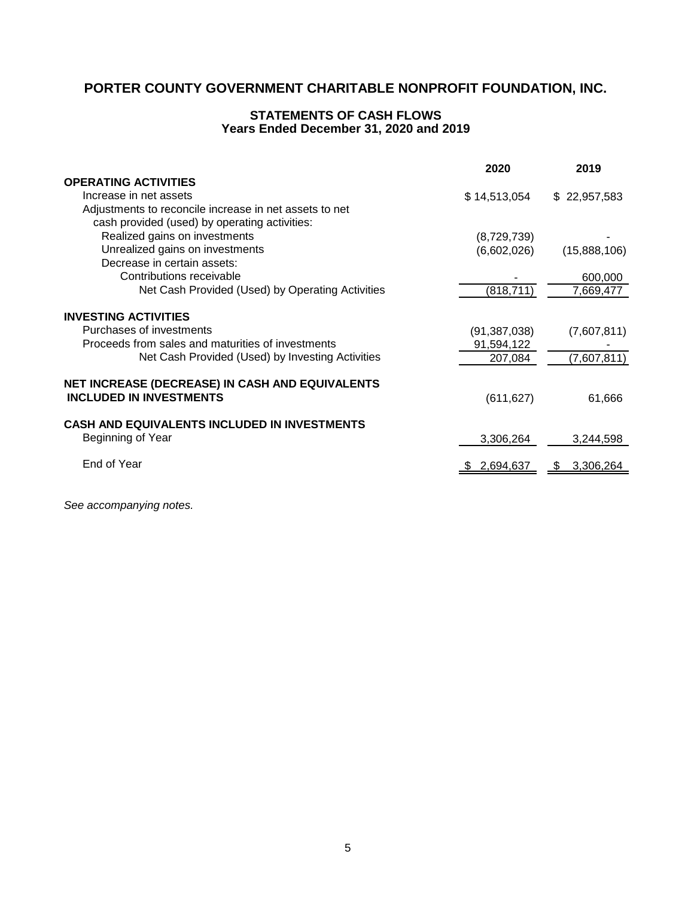# PORTER COUNTY GOVERNMENT CHARITABLE NONPROFIT FOUNDATION, INC.

## STATEMENTS OF CASH FLOWS
### Years Ended December 31, 2020 and 2019

| | 2020 | 2019 |
|---|---|---|
| **OPERATING ACTIVITIES** | | |
| Increase in net assets | $ 14,513,054 | $ 22,957,583 |
| Adjustments to reconcile increase in net assets to net cash provided (used) by operating activities: | | |
| Realized gains on investments | (8,729,739) | - |
| Unrealized gains on investments | (6,602,026) | (15,888,106) |
| Decrease in certain assets: | | |
| Contributions receivable | - | 600,000 |
| Net Cash Provided (Used) by Operating Activities | (818,711) | 7,669,477 |
| **INVESTING ACTIVITIES** | | |
| Purchases of investments | (91,387,038) | (7,607,811) |
| Proceeds from sales and maturities of investments | 91,594,122 | - |
| Net Cash Provided (Used) by Investing Activities | 207,084 | (7,607,811) |
| **NET INCREASE (DECREASE) IN CASH AND EQUIVALENTS INCLUDED IN INVESTMENTS** | (611,627) | 61,666 |
| **CASH AND EQUIVALENTS INCLUDED IN INVESTMENTS** | | |
| Beginning of Year | 3,306,264 | 3,244,598 |
| End of Year | $ 2,694,637 | $ 3,306,264 |

*See accompanying notes.*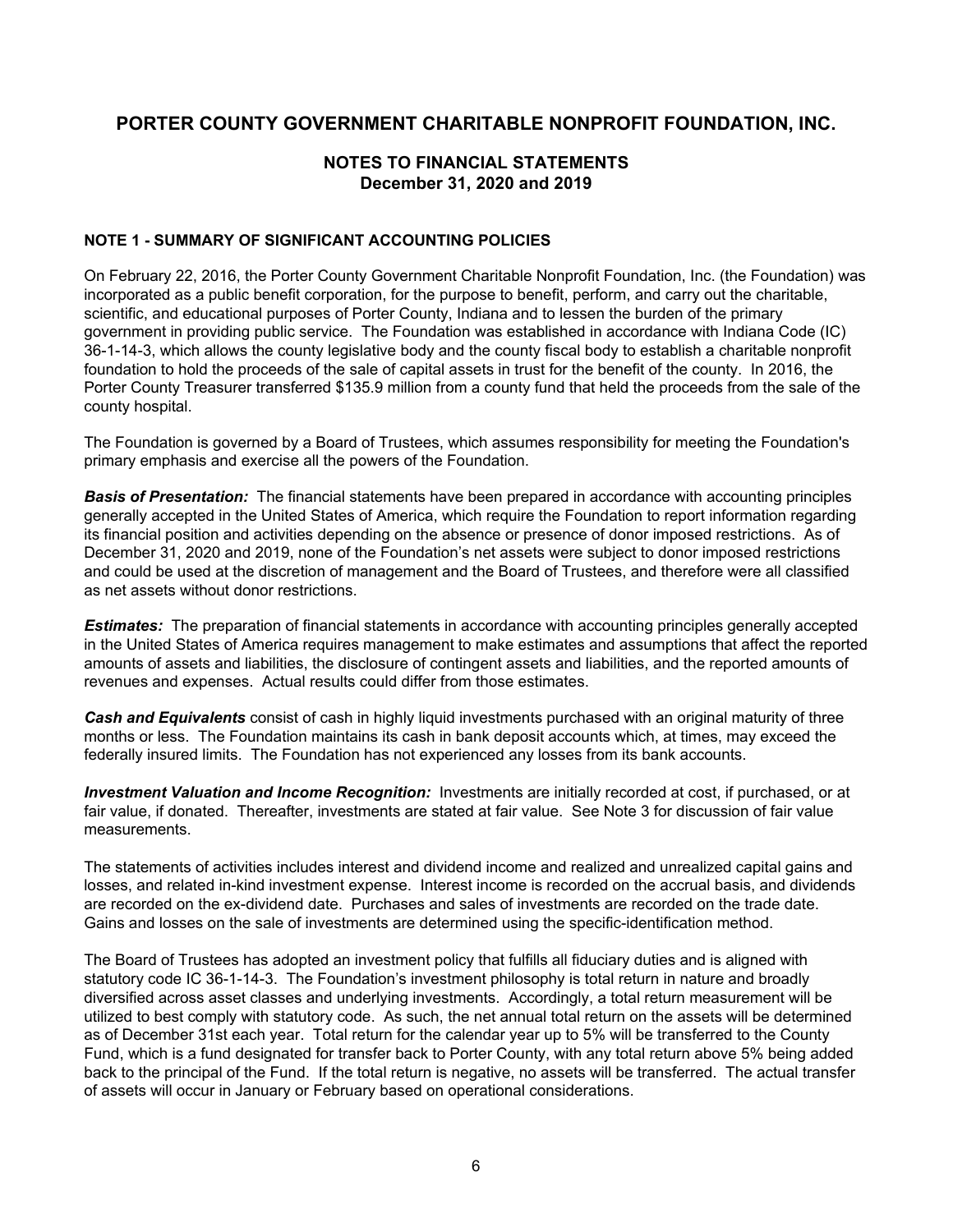# PORTER COUNTY GOVERNMENT CHARITABLE NONPROFIT FOUNDATION, INC.

## NOTES TO FINANCIAL STATEMENTS
## December 31, 2020 and 2019

### NOTE 1 - SUMMARY OF SIGNIFICANT ACCOUNTING POLICIES

On February 22, 2016, the Porter County Government Charitable Nonprofit Foundation, Inc. (the Foundation) was incorporated as a public benefit corporation, for the purpose to benefit, perform, and carry out the charitable, scientific, and educational purposes of Porter County, Indiana and to lessen the burden of the primary government in providing public service. The Foundation was established in accordance with Indiana Code (IC) 36-1-14-3, which allows the county legislative body and the county fiscal body to establish a charitable nonprofit foundation to hold the proceeds of the sale of capital assets in trust for the benefit of the county. In 2016, the Porter County Treasurer transferred $135.9 million from a county fund that held the proceeds from the sale of the county hospital.

The Foundation is governed by a Board of Trustees, which assumes responsibility for meeting the Foundation's primary emphasis and exercise all the powers of the Foundation.

***Basis of Presentation:*** The financial statements have been prepared in accordance with accounting principles generally accepted in the United States of America, which require the Foundation to report information regarding its financial position and activities depending on the absence or presence of donor imposed restrictions. As of December 31, 2020 and 2019, none of the Foundation's net assets were subject to donor imposed restrictions and could be used at the discretion of management and the Board of Trustees, and therefore were all classified as net assets without donor restrictions.

***Estimates:*** The preparation of financial statements in accordance with accounting principles generally accepted in the United States of America requires management to make estimates and assumptions that affect the reported amounts of assets and liabilities, the disclosure of contingent assets and liabilities, and the reported amounts of revenues and expenses. Actual results could differ from those estimates.

***Cash and Equivalents*** consist of cash in highly liquid investments purchased with an original maturity of three months or less. The Foundation maintains its cash in bank deposit accounts which, at times, may exceed the federally insured limits. The Foundation has not experienced any losses from its bank accounts.

***Investment Valuation and Income Recognition:*** Investments are initially recorded at cost, if purchased, or at fair value, if donated. Thereafter, investments are stated at fair value. See Note 3 for discussion of fair value measurements.

The statements of activities includes interest and dividend income and realized and unrealized capital gains and losses, and related in-kind investment expense. Interest income is recorded on the accrual basis, and dividends are recorded on the ex-dividend date. Purchases and sales of investments are recorded on the trade date. Gains and losses on the sale of investments are determined using the specific-identification method.

The Board of Trustees has adopted an investment policy that fulfills all fiduciary duties and is aligned with statutory code IC 36-1-14-3. The Foundation's investment philosophy is total return in nature and broadly diversified across asset classes and underlying investments. Accordingly, a total return measurement will be utilized to best comply with statutory code. As such, the net annual total return on the assets will be determined as of December 31st each year. Total return for the calendar year up to 5% will be transferred to the County Fund, which is a fund designated for transfer back to Porter County, with any total return above 5% being added back to the principal of the Fund. If the total return is negative, no assets will be transferred. The actual transfer of assets will occur in January or February based on operational considerations.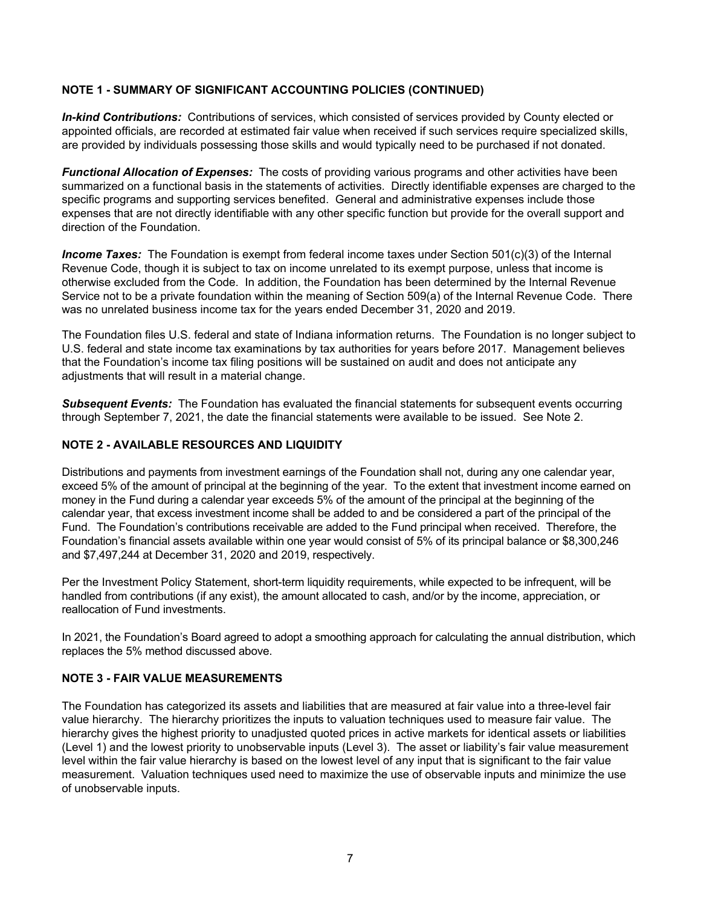## NOTE 1 - SUMMARY OF SIGNIFICANT ACCOUNTING POLICIES (CONTINUED)

***In-kind Contributions:*** Contributions of services, which consisted of services provided by County elected or appointed officials, are recorded at estimated fair value when received if such services require specialized skills, are provided by individuals possessing those skills and would typically need to be purchased if not donated.

***Functional Allocation of Expenses:*** The costs of providing various programs and other activities have been summarized on a functional basis in the statements of activities. Directly identifiable expenses are charged to the specific programs and supporting services benefited. General and administrative expenses include those expenses that are not directly identifiable with any other specific function but provide for the overall support and direction of the Foundation.

***Income Taxes:*** The Foundation is exempt from federal income taxes under Section 501(c)(3) of the Internal Revenue Code, though it is subject to tax on income unrelated to its exempt purpose, unless that income is otherwise excluded from the Code. In addition, the Foundation has been determined by the Internal Revenue Service not to be a private foundation within the meaning of Section 509(a) of the Internal Revenue Code. There was no unrelated business income tax for the years ended December 31, 2020 and 2019.

The Foundation files U.S. federal and state of Indiana information returns. The Foundation is no longer subject to U.S. federal and state income tax examinations by tax authorities for years before 2017. Management believes that the Foundation's income tax filing positions will be sustained on audit and does not anticipate any adjustments that will result in a material change.

***Subsequent Events:*** The Foundation has evaluated the financial statements for subsequent events occurring through September 7, 2021, the date the financial statements were available to be issued. See Note 2.

## NOTE 2 - AVAILABLE RESOURCES AND LIQUIDITY

Distributions and payments from investment earnings of the Foundation shall not, during any one calendar year, exceed 5% of the amount of principal at the beginning of the year. To the extent that investment income earned on money in the Fund during a calendar year exceeds 5% of the amount of the principal at the beginning of the calendar year, that excess investment income shall be added to and be considered a part of the principal of the Fund. The Foundation's contributions receivable are added to the Fund principal when received. Therefore, the Foundation's financial assets available within one year would consist of 5% of its principal balance or $8,300,246 and $7,497,244 at December 31, 2020 and 2019, respectively.

Per the Investment Policy Statement, short-term liquidity requirements, while expected to be infrequent, will be handled from contributions (if any exist), the amount allocated to cash, and/or by the income, appreciation, or reallocation of Fund investments.

In 2021, the Foundation's Board agreed to adopt a smoothing approach for calculating the annual distribution, which replaces the 5% method discussed above.

## NOTE 3 - FAIR VALUE MEASUREMENTS

The Foundation has categorized its assets and liabilities that are measured at fair value into a three-level fair value hierarchy. The hierarchy prioritizes the inputs to valuation techniques used to measure fair value. The hierarchy gives the highest priority to unadjusted quoted prices in active markets for identical assets or liabilities (Level 1) and the lowest priority to unobservable inputs (Level 3). The asset or liability's fair value measurement level within the fair value hierarchy is based on the lowest level of any input that is significant to the fair value measurement. Valuation techniques used need to maximize the use of observable inputs and minimize the use of unobservable inputs.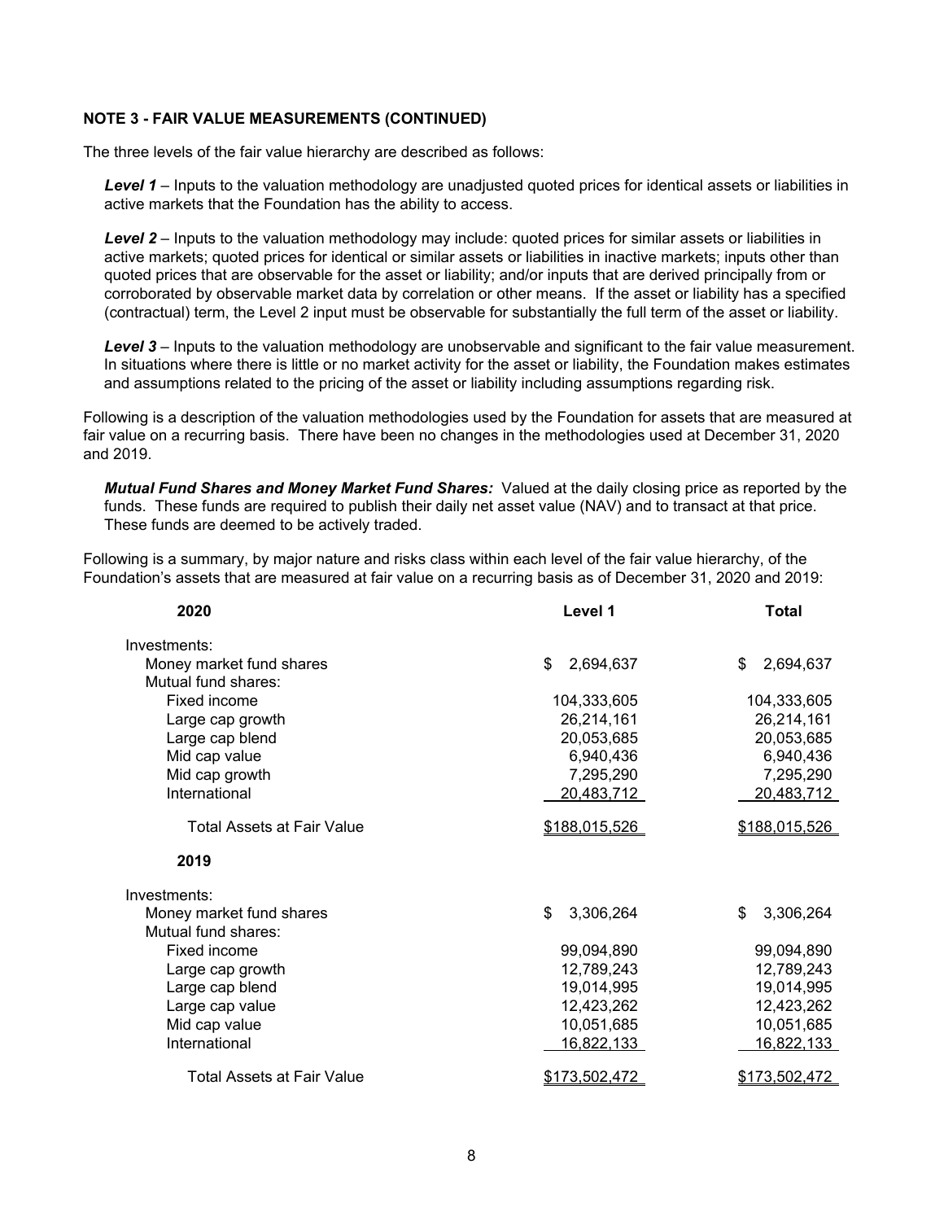**NOTE 3 - FAIR VALUE MEASUREMENTS (CONTINUED)**

The three levels of the fair value hierarchy are described as follows:

***Level 1*** – Inputs to the valuation methodology are unadjusted quoted prices for identical assets or liabilities in active markets that the Foundation has the ability to access.

***Level 2*** – Inputs to the valuation methodology may include: quoted prices for similar assets or liabilities in active markets; quoted prices for identical or similar assets or liabilities in inactive markets; inputs other than quoted prices that are observable for the asset or liability; and/or inputs that are derived principally from or corroborated by observable market data by correlation or other means. If the asset or liability has a specified (contractual) term, the Level 2 input must be observable for substantially the full term of the asset or liability.

***Level 3*** – Inputs to the valuation methodology are unobservable and significant to the fair value measurement. In situations where there is little or no market activity for the asset or liability, the Foundation makes estimates and assumptions related to the pricing of the asset or liability including assumptions regarding risk.

Following is a description of the valuation methodologies used by the Foundation for assets that are measured at fair value on a recurring basis. There have been no changes in the methodologies used at December 31, 2020 and 2019.

***Mutual Fund Shares and Money Market Fund Shares:*** Valued at the daily closing price as reported by the funds. These funds are required to publish their daily net asset value (NAV) and to transact at that price. These funds are deemed to be actively traded.

Following is a summary, by major nature and risks class within each level of the fair value hierarchy, of the Foundation's assets that are measured at fair value on a recurring basis as of December 31, 2020 and 2019:

| **2020** | **Level 1** | **Total** |
|---|---|---|
| Investments: | | |
| Money market fund shares | $ 2,694,637 | $ 2,694,637 |
| Mutual fund shares: | | |
| Fixed income | 104,333,605 | 104,333,605 |
| Large cap growth | 26,214,161 | 26,214,161 |
| Large cap blend | 20,053,685 | 20,053,685 |
| Mid cap value | 6,940,436 | 6,940,436 |
| Mid cap growth | 7,295,290 | 7,295,290 |
| International | 20,483,712 | 20,483,712 |
| Total Assets at Fair Value | $188,015,526 | $188,015,526 |
| **2019** | | |
| Investments: | | |
| Money market fund shares | $ 3,306,264 | $ 3,306,264 |
| Mutual fund shares: | | |
| Fixed income | 99,094,890 | 99,094,890 |
| Large cap growth | 12,789,243 | 12,789,243 |
| Large cap blend | 19,014,995 | 19,014,995 |
| Large cap value | 12,423,262 | 12,423,262 |
| Mid cap value | 10,051,685 | 10,051,685 |
| International | 16,822,133 | 16,822,133 |
| Total Assets at Fair Value | $173,502,472 | $173,502,472 |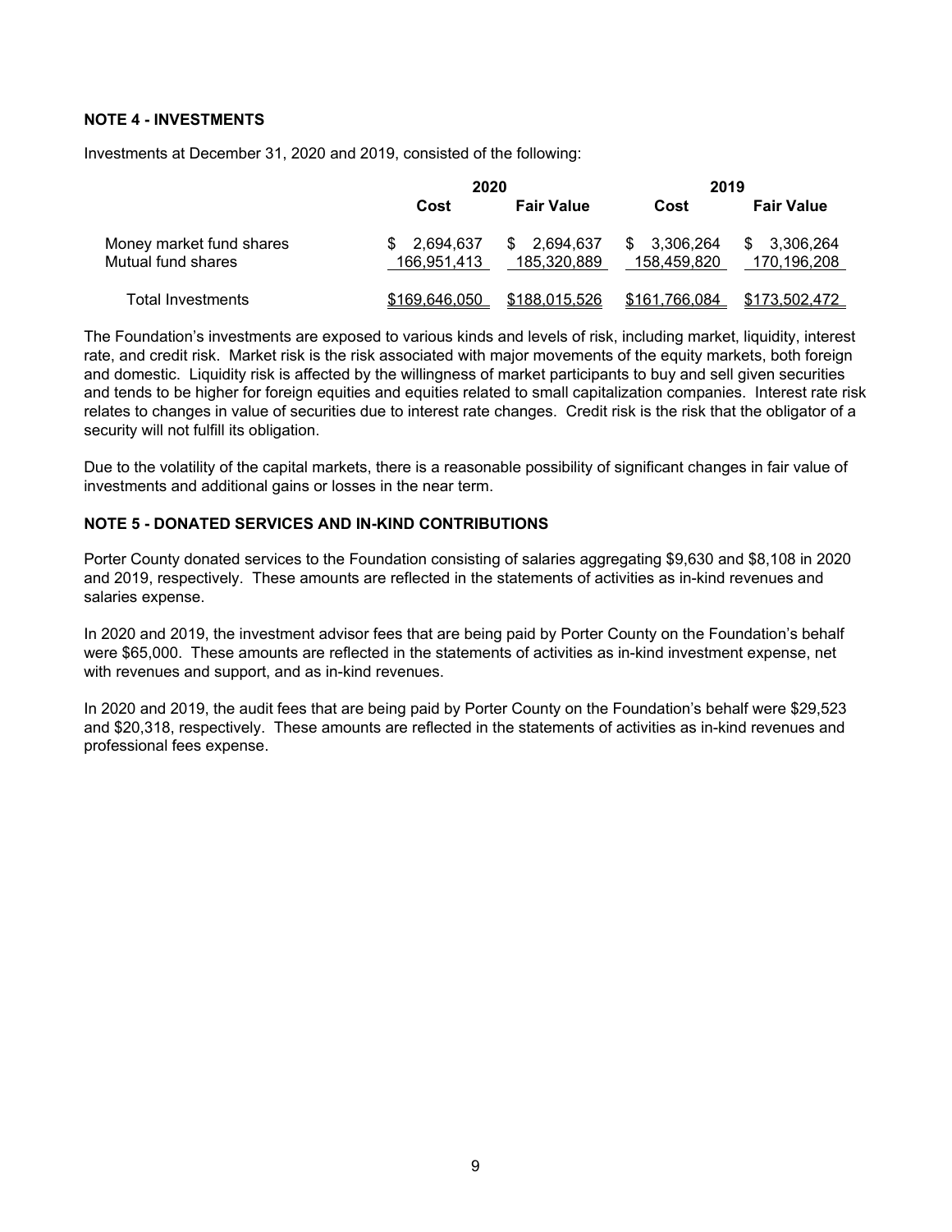**NOTE 4 - INVESTMENTS**

Investments at December 31, 2020 and 2019, consisted of the following:

| | 2020 | | 2019 | |
|---|---|---|---|---|
| | **Cost** | **Fair Value** | **Cost** | **Fair Value** |
| Money market fund shares | $ 2,694,637 | $ 2,694,637 | $ 3,306,264 | $ 3,306,264 |
| Mutual fund shares | 166,951,413 | 185,320,889 | 158,459,820 | 170,196,208 |
| Total Investments | $169,646,050 | $188,015,526 | $161,766,084 | $173,502,472 |

The Foundation's investments are exposed to various kinds and levels of risk, including market, liquidity, interest rate, and credit risk. Market risk is the risk associated with major movements of the equity markets, both foreign and domestic. Liquidity risk is affected by the willingness of market participants to buy and sell given securities and tends to be higher for foreign equities and equities related to small capitalization companies. Interest rate risk relates to changes in value of securities due to interest rate changes. Credit risk is the risk that the obligator of a security will not fulfill its obligation.

Due to the volatility of the capital markets, there is a reasonable possibility of significant changes in fair value of investments and additional gains or losses in the near term.

**NOTE 5 - DONATED SERVICES AND IN-KIND CONTRIBUTIONS**

Porter County donated services to the Foundation consisting of salaries aggregating $9,630 and $8,108 in 2020 and 2019, respectively. These amounts are reflected in the statements of activities as in-kind revenues and salaries expense.

In 2020 and 2019, the investment advisor fees that are being paid by Porter County on the Foundation's behalf were $65,000. These amounts are reflected in the statements of activities as in-kind investment expense, net with revenues and support, and as in-kind revenues.

In 2020 and 2019, the audit fees that are being paid by Porter County on the Foundation's behalf were $29,523 and $20,318, respectively. These amounts are reflected in the statements of activities as in-kind revenues and professional fees expense.